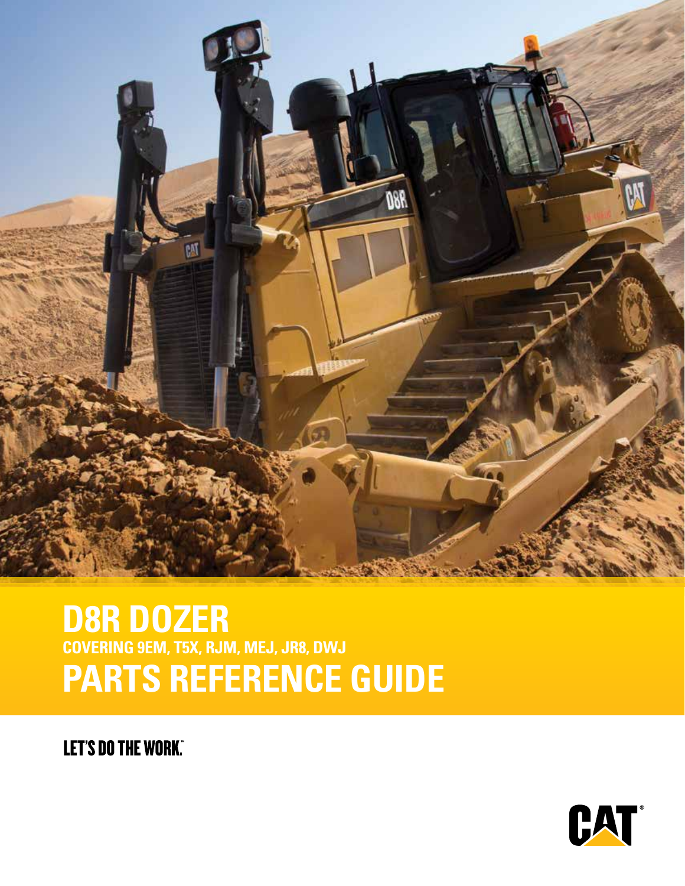# D8R DOZER

### COVERING 9EM, T5X, RJM, MEJ, JR8, DWJ

# PARTS REFERENCE GUIDE

LET'S DO THE WORK.™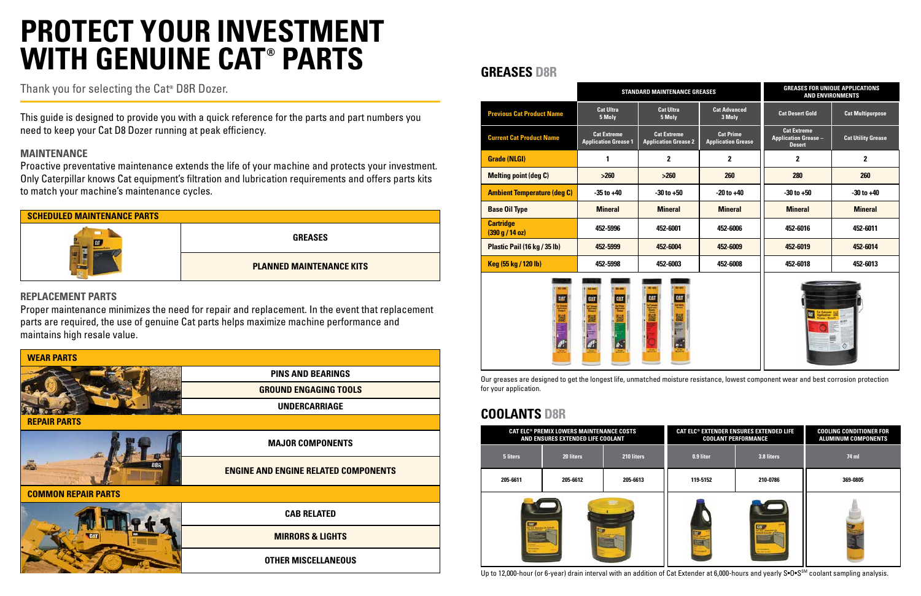# PROTECT YOUR INVESTMENT WITH GENUINE CAT® PARTS

Thank you for selecting the Cat® D8R Dozer.

This guide is designed to provide you with a quick reference for the parts and part numbers you need to keep your Cat D8 Dozer running at peak efficiency.

### MAINTENANCE

Proactive preventative maintenance extends the life of your machine and protects your investment. Only Caterpillar knows Cat equipment's filtration and lubrication requirements and offers parts kits to match your machine's maintenance cycles.

| SCHEDULED MAINTENANCE PARTS |
| --- |
| GREASES |
| PLANNED MAINTENANCE KITS |

### REPLACEMENT PARTS

Proper maintenance minimizes the need for repair and replacement. In the event that replacement parts are required, the use of genuine Cat parts helps maximize machine performance and maintains high resale value.

| WEAR PARTS |
| --- |
| PINS AND BEARINGS |
| GROUND ENGAGING TOOLS |
| UNDERCARRIAGE |

| REPAIR PARTS |
| --- |
| MAJOR COMPONENTS |
| ENGINE AND ENGINE RELATED COMPONENTS |

| COMMON REPAIR PARTS |
| --- |
| CAB RELATED |
| MIRRORS & LIGHTS |
| OTHER MISCELLANEOUS |

## GREASES D8R

| | STANDARD MAINTENANCE GREASES | | | GREASES FOR UNIQUE APPLICATIONS AND ENVIRONMENTS | |
| --- | --- | --- | --- | --- | --- |
| Previous Cat Product Name | Cat Ultra 5 Moly | Cat Ultra 5 Moly | Cat Advanced 3 Moly | Cat Desert Gold | Cat Multipurpose |
| Current Cat Product Name | Cat Extreme Application Grease 1 | Cat Extreme Application Grease 2 | Cat Prime Application Grease | Cat Extreme Application Grease – Desert | Cat Utility Grease |
| Grade (NLGI) | 1 | 2 | 2 | 2 | 2 |
| Melting point (deg C) | >260 | >260 | 260 | 280 | 260 |
| Ambient Temperature (deg C) | -35 to +40 | -30 to +50 | -20 to +40 | -30 to +50 | -30 to +40 |
| Base Oil Type | Mineral | Mineral | Mineral | Mineral | Mineral |
| Cartridge (390 g / 14 oz) | 452-5996 | 452-6001 | 452-6006 | 452-6016 | 452-6011 |
| Plastic Pail (16 kg / 35 lb) | 452-5999 | 452-6004 | 452-6009 | 452-6019 | 452-6014 |
| Keg (55 kg / 120 lb) | 452-5998 | 452-6003 | 452-6008 | 452-6018 | 452-6013 |

Our greases are designed to get the longest life, unmatched moisture resistance, lowest component wear and best corrosion protection for your application.

## COOLANTS D8R

| CAT ELC® PREMIX LOWERS MAINTENANCE COSTS AND ENSURES EXTENDED LIFE COOLANT | | | CAT ELC® EXTENDER ENSURES EXTENDED LIFE COOLANT PERFORMANCE | | COOLING CONDITIONER FOR ALUMINUM COMPONENTS |
| --- | --- | --- | --- | --- | --- |
| 5 liters | 20 liters | 210 liters | 0.9 liter | 3.8 liters | 74 ml |
| 205-6611 | 205-6612 | 205-6613 | 119-5152 | 210-0786 | 369-0805 |

Up to 12,000-hour (or 6-year) drain interval with an addition of Cat Extender at 6,000-hours and yearly S•O•S[SM] coolant sampling analysis.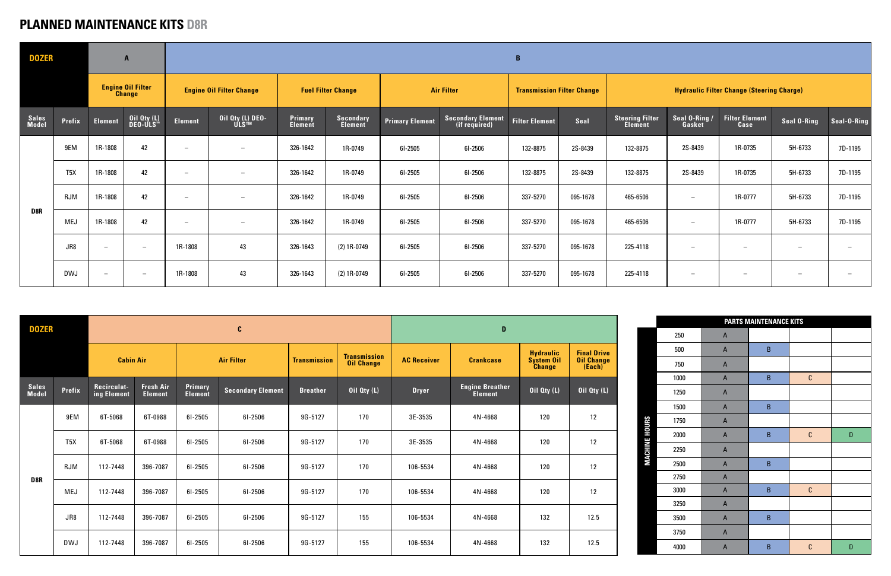# PLANNED MAINTENANCE KITS D8R

| DOZER | | A | | B | | | | | | | | | | | | |
|---|---|---|---|---|---|---|---|---|---|---|---|---|---|---|---|---|
| | | Engine Oil Filter Change | | Engine Oil Filter Change | | Fuel Filter Change | | Air Filter | | Transmission Filter Change | | Hydraulic Filter Change (Steering Charge) | | | | |
| Sales Model | Prefix | Element | Oil Qty (L) DEO-ULS™ | Element | Oil Qty (L) DEO-ULS™ | Primary Element | Secondary Element | Primary Element | Secondary Element (if required) | Filter Element | Seal | Steering Filter Element | Seal O-Ring / Gasket | Filter Element Case | Seal O-Ring | Seal-O-Ring |
| D8R | 9EM | 1R-1808 | 42 | – | – | 326-1642 | 1R-0749 | 6I-2505 | 6I-2506 | 132-8875 | 2S-8439 | 132-8875 | 2S-8439 | 1R-0735 | 5H-6733 | 7D-1195 |
| | T5X | 1R-1808 | 42 | – | – | 326-1642 | 1R-0749 | 6I-2505 | 6I-2506 | 132-8875 | 2S-8439 | 132-8875 | 2S-8439 | 1R-0735 | 5H-6733 | 7D-1195 |
| | RJM | 1R-1808 | 42 | – | – | 326-1642 | 1R-0749 | 6I-2505 | 6I-2506 | 337-5270 | 095-1678 | 465-6506 | – | 1R-0777 | 5H-6733 | 7D-1195 |
| | MEJ | 1R-1808 | 42 | – | – | 326-1642 | 1R-0749 | 6I-2505 | 6I-2506 | 337-5270 | 095-1678 | 465-6506 | – | 1R-0777 | 5H-6733 | 7D-1195 |
| | JR8 | – | – | 1R-1808 | 43 | 326-1643 | (2) 1R-0749 | 6I-2505 | 6I-2506 | 337-5270 | 095-1678 | 225-4118 | – | – | – | – |
| | DWJ | – | – | 1R-1808 | 43 | 326-1643 | (2) 1R-0749 | 6I-2505 | 6I-2506 | 337-5270 | 095-1678 | 225-4118 | – | – | – | – |

| DOZER | | C | | | | | | D | | | |
|---|---|---|---|---|---|---|---|---|---|---|---|
| | | Cabin Air | | Air Filter | | Transmission | Transmission Oil Change | AC Receiver | Crankcase | Hydraulic System Oil Change | Final Drive Oil Change (Each) |
| Sales Model | Prefix | Recirculating Element | Fresh Air Element | Primary Element | Secondary Element | Breather | Oil Qty (L) | Dryer | Engine Breather Element | Oil Qty (L) | Oil Qty (L) |
| D8R | 9EM | 6T-5068 | 6T-0988 | 6I-2505 | 6I-2506 | 9G-5127 | 170 | 3E-3535 | 4N-4668 | 120 | 12 |
| | T5X | 6T-5068 | 6T-0988 | 6I-2505 | 6I-2506 | 9G-5127 | 170 | 3E-3535 | 4N-4668 | 120 | 12 |
| | RJM | 112-7448 | 396-7087 | 6I-2505 | 6I-2506 | 9G-5127 | 170 | 106-5534 | 4N-4668 | 120 | 12 |
| | MEJ | 112-7448 | 396-7087 | 6I-2505 | 6I-2506 | 9G-5127 | 170 | 106-5534 | 4N-4668 | 120 | 12 |
| | JR8 | 112-7448 | 396-7087 | 6I-2505 | 6I-2506 | 9G-5127 | 155 | 106-5534 | 4N-4668 | 132 | 12.5 |
| | DWJ | 112-7448 | 396-7087 | 6I-2505 | 6I-2506 | 9G-5127 | 155 | 106-5534 | 4N-4668 | 132 | 12.5 |

| MACHINE HOURS | PARTS MAINTENANCE KITS | | | |
|---|---|---|---|---|
| 250 | A | | | |
| 500 | A | B | | |
| 750 | A | | | |
| 1000 | A | B | C | |
| 1250 | A | | | |
| 1500 | A | B | | |
| 1750 | A | | | |
| 2000 | A | B | C | D |
| 2250 | A | | | |
| 2500 | A | B | | |
| 2750 | A | | | |
| 3000 | A | B | C | |
| 3250 | A | | | |
| 3500 | A | B | | |
| 3750 | A | | | |
| 4000 | A | B | C | D |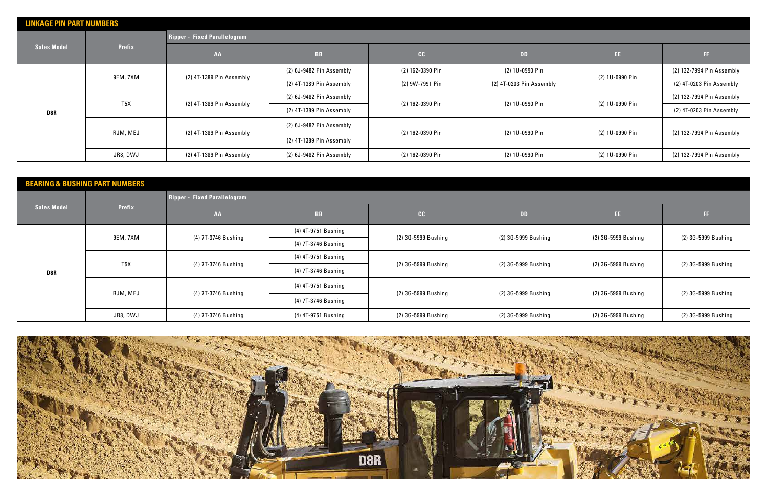## LINKAGE PIN PART NUMBERS

| Sales Model | Prefix | Ripper - Fixed Parallelogram | | | | | |
|---|---|---|---|---|---|---|---|
| | | AA | BB | CC | DD | EE | FF |
| D8R | 9EM, 7XM | (2) 4T-1389 Pin Assembly | (2) 6J-9482 Pin Assembly | (2) 162-0390 Pin | (2) 1U-0990 Pin | (2) 1U-0990 Pin | (2) 132-7994 Pin Assembly |
| | | | (2) 4T-1389 Pin Assembly | (2) 9W-7991 Pin | (2) 4T-0203 Pin Assembly | | (2) 4T-0203 Pin Assembly |
| | T5X | (2) 4T-1389 Pin Assembly | (2) 6J-9482 Pin Assembly | (2) 162-0390 Pin | (2) 1U-0990 Pin | (2) 1U-0990 Pin | (2) 132-7994 Pin Assembly |
| | | | (2) 4T-1389 Pin Assembly | | | | (2) 4T-0203 Pin Assembly |
| | RJM, MEJ | (2) 4T-1389 Pin Assembly | (2) 6J-9482 Pin Assembly | (2) 162-0390 Pin | (2) 1U-0990 Pin | (2) 1U-0990 Pin | (2) 132-7994 Pin Assembly |
| | | | (2) 4T-1389 Pin Assembly | | | | |
| | JR8, DWJ | (2) 4T-1389 Pin Assembly | (2) 6J-9482 Pin Assembly | (2) 162-0390 Pin | (2) 1U-0990 Pin | (2) 1U-0990 Pin | (2) 132-7994 Pin Assembly |

## BEARING & BUSHING PART NUMBERS

| Sales Model | Prefix | Ripper - Fixed Parallelogram | | | | | |
|---|---|---|---|---|---|---|---|
| | | AA | BB | CC | DD | EE | FF |
| D8R | 9EM, 7XM | (4) 7T-3746 Bushing | (4) 4T-9751 Bushing | (2) 3G-5999 Bushing | (2) 3G-5999 Bushing | (2) 3G-5999 Bushing | (2) 3G-5999 Bushing |
| | | | (4) 7T-3746 Bushing | | | | |
| | T5X | (4) 7T-3746 Bushing | (4) 4T-9751 Bushing | (2) 3G-5999 Bushing | (2) 3G-5999 Bushing | (2) 3G-5999 Bushing | (2) 3G-5999 Bushing |
| | | | (4) 7T-3746 Bushing | | | | |
| | RJM, MEJ | (4) 7T-3746 Bushing | (4) 4T-9751 Bushing | (2) 3G-5999 Bushing | (2) 3G-5999 Bushing | (2) 3G-5999 Bushing | (2) 3G-5999 Bushing |
| | | | (4) 7T-3746 Bushing | | | | |
| | JR8, DWJ | (4) 7T-3746 Bushing | (4) 4T-9751 Bushing | (2) 3G-5999 Bushing | (2) 3G-5999 Bushing | (2) 3G-5999 Bushing | (2) 3G-5999 Bushing |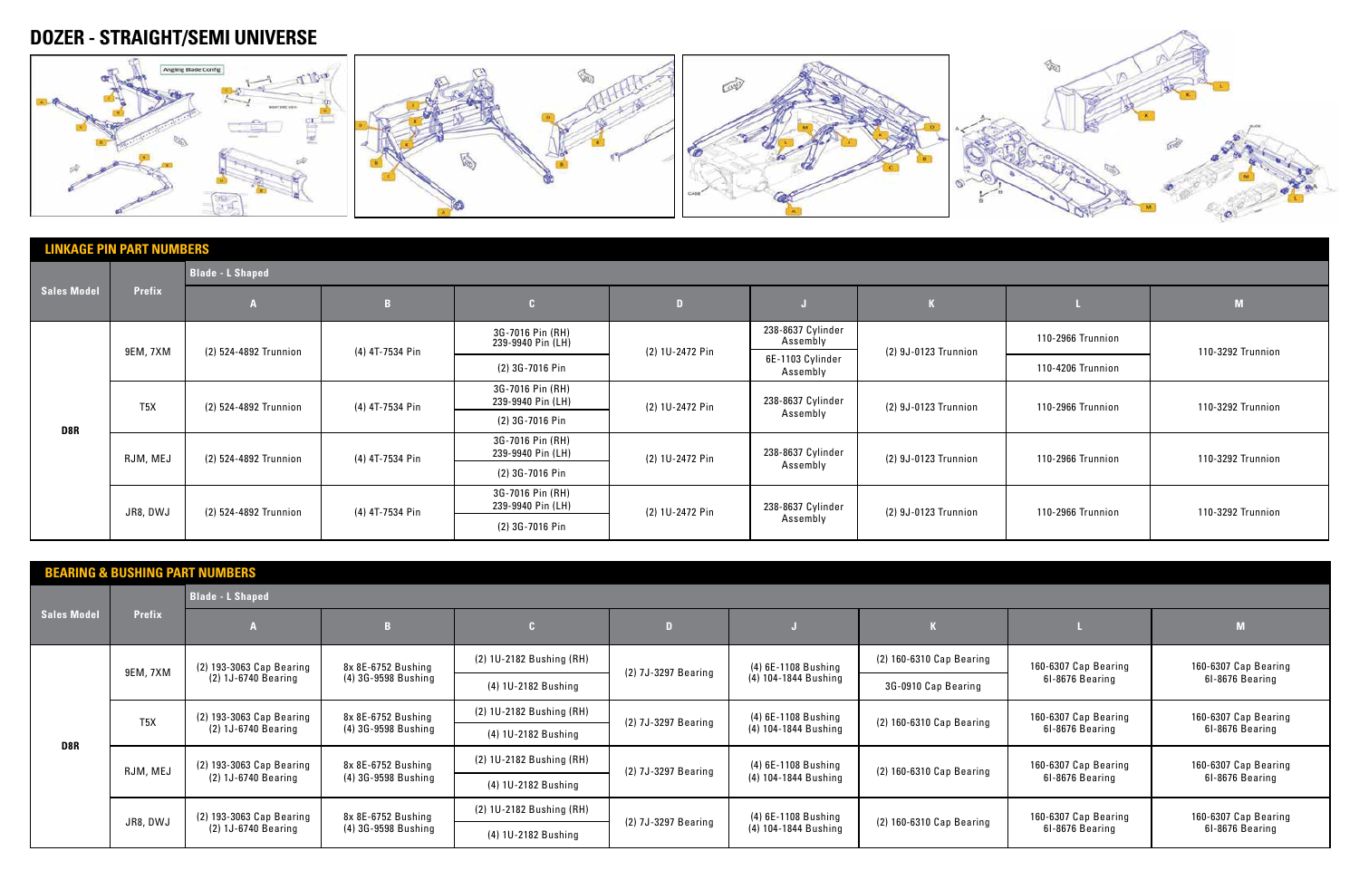# DOZER - STRAIGHT/SEMI UNIVERSE

## LINKAGE PIN PART NUMBERS

| Sales Model | Prefix | Blade - L Shaped | | | | | | | |
|---|---|---|---|---|---|---|---|---|---|
| | | A | B | C | D | J | K | L | M |
| D8R | 9EM, 7XM | (2) 524-4892 Trunnion | (4) 4T-7534 Pin | 3G-7016 Pin (RH) 239-9940 Pin (LH) | (2) 1U-2472 Pin | 238-8637 Cylinder Assembly | (2) 9J-0123 Trunnion | 110-2966 Trunnion | 110-3292 Trunnion |
| | | | | (2) 3G-7016 Pin | | 6E-1103 Cylinder Assembly | | 110-4206 Trunnion | |
| | T5X | (2) 524-4892 Trunnion | (4) 4T-7534 Pin | 3G-7016 Pin (RH) 239-9940 Pin (LH) | (2) 1U-2472 Pin | 238-8637 Cylinder Assembly | (2) 9J-0123 Trunnion | 110-2966 Trunnion | 110-3292 Trunnion |
| | | | | (2) 3G-7016 Pin | | | | | |
| | RJM, MEJ | (2) 524-4892 Trunnion | (4) 4T-7534 Pin | 3G-7016 Pin (RH) 239-9940 Pin (LH) | (2) 1U-2472 Pin | 238-8637 Cylinder Assembly | (2) 9J-0123 Trunnion | 110-2966 Trunnion | 110-3292 Trunnion |
| | | | | (2) 3G-7016 Pin | | | | | |
| | JR8, DWJ | (2) 524-4892 Trunnion | (4) 4T-7534 Pin | 3G-7016 Pin (RH) 239-9940 Pin (LH) | (2) 1U-2472 Pin | 238-8637 Cylinder Assembly | (2) 9J-0123 Trunnion | 110-2966 Trunnion | 110-3292 Trunnion |
| | | | | (2) 3G-7016 Pin | | | | | |

## BEARING & BUSHING PART NUMBERS

| Sales Model | Prefix | Blade - L Shaped | | | | | | | |
|---|---|---|---|---|---|---|---|---|---|
| | | A | B | C | D | J | K | L | M |
| D8R | 9EM, 7XM | (2) 193-3063 Cap Bearing (2) 1J-6740 Bearing | 8x 8E-6752 Bushing (4) 3G-9598 Bushing | (2) 1U-2182 Bushing (RH) | (2) 7J-3297 Bearing | (4) 6E-1108 Bushing (4) 104-1844 Bushing | (2) 160-6310 Cap Bearing | 160-6307 Cap Bearing 6I-8676 Bearing | 160-6307 Cap Bearing 6I-8676 Bearing |
| | | | | (4) 1U-2182 Bushing | | | 3G-0910 Cap Bearing | | |
| | T5X | (2) 193-3063 Cap Bearing (2) 1J-6740 Bearing | 8x 8E-6752 Bushing (4) 3G-9598 Bushing | (2) 1U-2182 Bushing (RH) | (2) 7J-3297 Bearing | (4) 6E-1108 Bushing (4) 104-1844 Bushing | (2) 160-6310 Cap Bearing | 160-6307 Cap Bearing 6I-8676 Bearing | 160-6307 Cap Bearing 6I-8676 Bearing |
| | | | | (4) 1U-2182 Bushing | | | | | |
| | RJM, MEJ | (2) 193-3063 Cap Bearing (2) 1J-6740 Bearing | 8x 8E-6752 Bushing (4) 3G-9598 Bushing | (2) 1U-2182 Bushing (RH) | (2) 7J-3297 Bearing | (4) 6E-1108 Bushing (4) 104-1844 Bushing | (2) 160-6310 Cap Bearing | 160-6307 Cap Bearing 6I-8676 Bearing | 160-6307 Cap Bearing 6I-8676 Bearing |
| | | | | (4) 1U-2182 Bushing | | | | | |
| | JR8, DWJ | (2) 193-3063 Cap Bearing (2) 1J-6740 Bearing | 8x 8E-6752 Bushing (4) 3G-9598 Bushing | (2) 1U-2182 Bushing (RH) | (2) 7J-3297 Bearing | (4) 6E-1108 Bushing (4) 104-1844 Bushing | (2) 160-6310 Cap Bearing | 160-6307 Cap Bearing 6I-8676 Bearing | 160-6307 Cap Bearing 6I-8676 Bearing |
| | | | | (4) 1U-2182 Bushing | | | | | |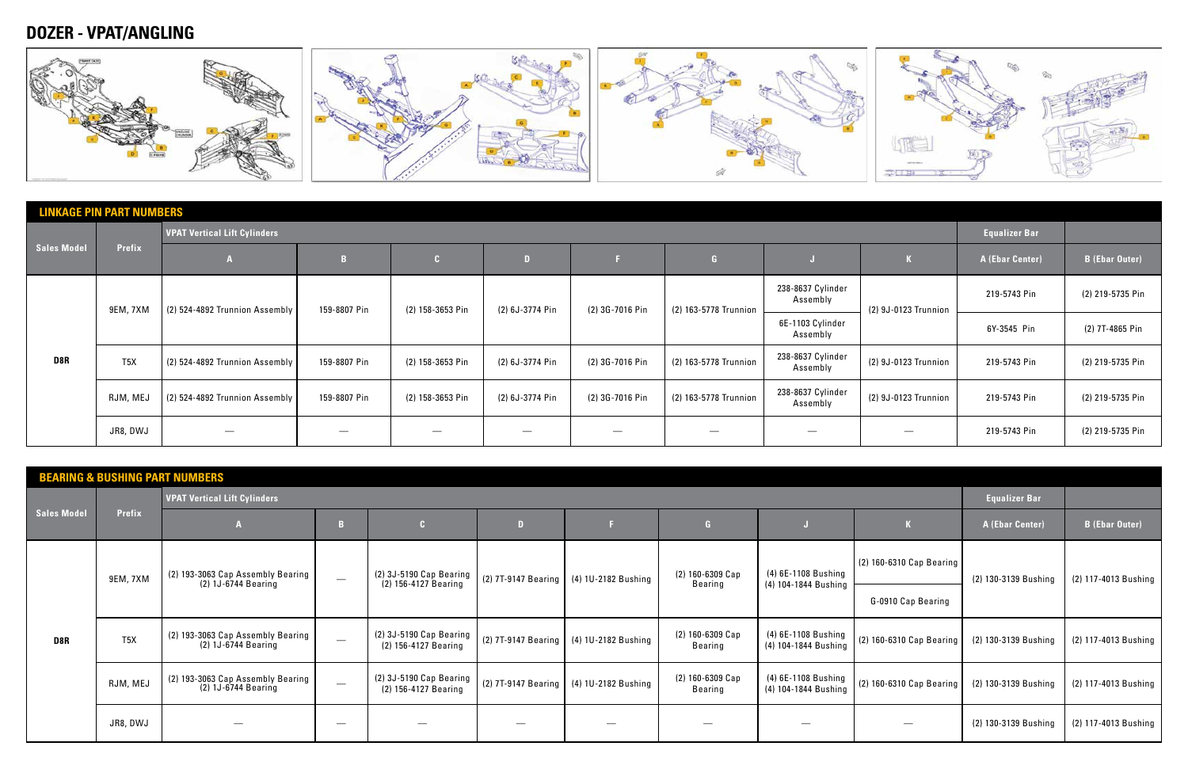# DOZER - VPAT/ANGLING

## LINKAGE PIN PART NUMBERS

| Sales Model | Prefix | VPAT Vertical Lift Cylinders | | | | | | | | Equalizer Bar | |
|---|---|---|---|---|---|---|---|---|---|---|---|
| | | A | B | C | D | F | G | J | K | A (Ebar Center) | B (Ebar Outer) |
| D8R | 9EM, 7XM | (2) 524-4892 Trunnion Assembly | 159-8807 Pin | (2) 158-3653 Pin | (2) 6J-3774 Pin | (2) 3G-7016 Pin | (2) 163-5778 Trunnion | 238-8637 Cylinder Assembly | (2) 9J-0123 Trunnion | 219-5743 Pin | (2) 219-5735 Pin |
| | | | | | | | | 6E-1103 Cylinder Assembly | | 6Y-3545 Pin | (2) 7T-4865 Pin |
| | T5X | (2) 524-4892 Trunnion Assembly | 159-8807 Pin | (2) 158-3653 Pin | (2) 6J-3774 Pin | (2) 3G-7016 Pin | (2) 163-5778 Trunnion | 238-8637 Cylinder Assembly | (2) 9J-0123 Trunnion | 219-5743 Pin | (2) 219-5735 Pin |
| | RJM, MEJ | (2) 524-4892 Trunnion Assembly | 159-8807 Pin | (2) 158-3653 Pin | (2) 6J-3774 Pin | (2) 3G-7016 Pin | (2) 163-5778 Trunnion | 238-8637 Cylinder Assembly | (2) 9J-0123 Trunnion | 219-5743 Pin | (2) 219-5735 Pin |
| | JR8, DWJ | — | — | — | — | — | — | — | — | 219-5743 Pin | (2) 219-5735 Pin |

## BEARING & BUSHING PART NUMBERS

| Sales Model | Prefix | VPAT Vertical Lift Cylinders | | | | | | | | Equalizer Bar | |
|---|---|---|---|---|---|---|---|---|---|---|---|
| | | A | B | C | D | F | G | J | K | A (Ebar Center) | B (Ebar Outer) |
| D8R | 9EM, 7XM | (2) 193-3063 Cap Assembly Bearing (2) 1J-6744 Bearing | — | (2) 3J-5190 Cap Bearing (2) 156-4127 Bearing | (2) 7T-9147 Bearing | (4) 1U-2182 Bushing | (2) 160-6309 Cap Bearing | (4) 6E-1108 Bushing (4) 104-1844 Bushing | (2) 160-6310 Cap Bearing | (2) 130-3139 Bushing | (2) 117-4013 Bushing |
| | | | | | | | | | G-0910 Cap Bearing | | |
| | T5X | (2) 193-3063 Cap Assembly Bearing (2) 1J-6744 Bearing | — | (2) 3J-5190 Cap Bearing (2) 156-4127 Bearing | (2) 7T-9147 Bearing | (4) 1U-2182 Bushing | (2) 160-6309 Cap Bearing | (4) 6E-1108 Bushing (4) 104-1844 Bushing | (2) 160-6310 Cap Bearing | (2) 130-3139 Bushing | (2) 117-4013 Bushing |
| | RJM, MEJ | (2) 193-3063 Cap Assembly Bearing (2) 1J-6744 Bearing | — | (2) 3J-5190 Cap Bearing (2) 156-4127 Bearing | (2) 7T-9147 Bearing | (4) 1U-2182 Bushing | (2) 160-6309 Cap Bearing | (4) 6E-1108 Bushing (4) 104-1844 Bushing | (2) 160-6310 Cap Bearing | (2) 130-3139 Bushing | (2) 117-4013 Bushing |
| | JR8, DWJ | — | — | — | — | — | — | — | — | (2) 130-3139 Bushing | (2) 117-4013 Bushing |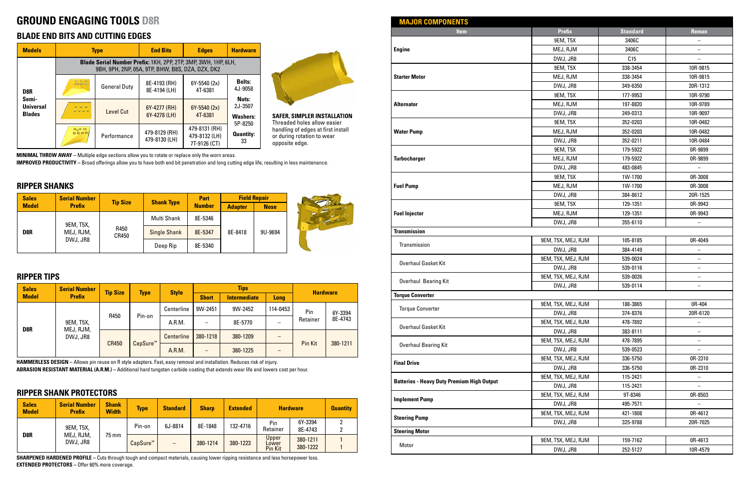# GROUND ENGAGING TOOLS D8R

## BLADE END BITS AND CUTTING EDGES

| Models | Type | | End Bits | Edges | Hardware |
|---|---|---|---|---|---|
| | **Blade Serial Number Prefix:** 1KH, 2PP, 2TP, 3MP, 3WH, 1HP, 6LH, 9BH, 9PH, 2NP, 05A, 9TP, BHW, B8S, DZA, DZX, DK2 | | | | |
| D8R Semi-Universal Blades | | General Duty | 8E-4193 (RH) 8E-4194 (LH) | 6Y-5540 (2x) 4T-6381 | **Bolts:** 4J-9058 **Nuts:** 2J-3507 **Washers:** 5P-8250 **Quantity:** 33 |
| | | Level Cut | 6Y-4277 (RH) 6Y-4278 (LH) | 6Y-5540 (2x) 4T-6381 | |
| | | Performance | 479-8129 (RH) 479-8130 (LH) | 479-8131 (RH) 479-8132 (LH) 7T-9126 (CT) | |

**SAFER, SIMPLER INSTALLATION**
Threaded holes allow easier handling of edges at first install or during rotation to wear opposite edge.

**MINIMAL THROW AWAY** – Multiple edge sections allow you to rotate or replace only the worn areas.
**IMPROVED PRODUCTIVITY** – Broad offerings allow you to have both end bit penetration and long cutting edge life, resulting in less maintenance.

## RIPPER SHANKS

| Sales Model | Serial Number Prefix | Tip Size | Shank Type | Part Number | Field Repair | |
|---|---|---|---|---|---|---|
| | | | | | Adapter | Nose |
| D8R | 9EM, T5X, MEJ, RJM, DWJ, JR8 | R450 CR450 | Multi Shank | 8E-5346 | 8E-8418 | 9U-9694 |
| | | | Single Shank | 8E-5347 | | |
| | | | Deep Rip | 8E-5340 | | |

## RIPPER TIPS

| Sales Model | Serial Number Prefix | Tip Size | Type | Style | Tips | | | Hardware | |
|---|---|---|---|---|---|---|---|---|---|
| | | | | | Short | Intermediate | Long | | |
| D8R | 9EM, T5X, MEJ, RJM, DWJ, JR8 | R450 | Pin-on | Centerline | 9W-2451 | 9W-2452 | 114-0453 | Pin Retainer | 6Y-3394 8E-4743 |
| | | | | A.R.M. | – | 8E-5770 | – | | |
| | | CR450 | CapSure™ | Centerline | 380-1218 | 380-1209 | – | Pin Kit | 380-1211 |
| | | | | A.R.M. | – | 380-1225 | – | | |

**HAMMERLESS DESIGN** – Allows pin reuse on R style adapters. Fast, easy removal and installation. Reduces risk of injury.
**ABRASION RESISTANT MATERIAL (A.R.M.)** – Additional hard tungsten carbide coating that extends wear life and lowers cost per hour.

## RIPPER SHANK PROTECTORS

| Sales Model | Serial Number Prefix | Shank Width | Type | Standard | Sharp | Extended | Hardware | | Quantity |
|---|---|---|---|---|---|---|---|---|---|
| D8R | 9EM, T5X, MEJ, RJM, DWJ, JR8 | 75 mm | Pin-on | 6J-8814 | 8E-1848 | 132-4716 | Pin Retainer | 6Y-3394 8E-4743 | 2 2 |
| | | | CapSure™ | – | 380-1214 | 380-1223 | Upper Lower Pin Kit | 380-1211 380-1222 | 1 1 |

**SHARPENED HARDENED PROFILE** – Cuts through tough and compact materials, causing lower ripping resistance and less horsepower loss.
**EXTENDED PROTECTORS** – Offer 60% more coverage.

## MAJOR COMPONENTS

| Item | Prefix | Standard | Reman |
|---|---|---|---|
| **Engine** | 9EM, T5X | 3406C | – |
| | MEJ, RJM | 3406C | – |
| | DWJ, JR8 | C15 | – |
| **Starter Motor** | 9EM, T5X | 338-3454 | 10R-9815 |
| | MEJ, RJM | 338-3454 | 10R-9815 |
| | DWJ, JR8 | 349-6350 | 20R-1312 |
| **Alternator** | 9EM, T5X | 177-9953 | 10R-9790 |
| | MEJ, RJM | 197-8820 | 10R-9789 |
| | DWJ, JR8 | 249-0313 | 10R-9097 |
| **Water Pump** | 9EM, T5X | 352-0203 | 10R-0482 |
| | MEJ, RJM | 352-0203 | 10R-0482 |
| | DWJ, JR8 | 352-0211 | 10R-0484 |
| **Turbocharger** | 9EM, T5X | 179-5922 | 0R-9899 |
| | MEJ, RJM | 179-5922 | 0R-9899 |
| | DWJ, JR8 | 483-0845 | – |
| **Fuel Pump** | 9EM, T5X | 1W-1700 | 0R-3008 |
| | MEJ, RJM | 1W-1700 | 0R-3008 |
| | DWJ, JR8 | 384-8612 | 20R-1525 |
| **Fuel Injector** | 9EM, T5X | 129-1351 | 0R-9943 |
| | MEJ, RJM | 129-1351 | 0R-9943 |
| | DWJ, JR8 | 355-6110 | – |
| **Transmission** | | | |
| Transmission | 9EM, T5X, MEJ, RJM | 105-8185 | 0R-4049 |
| | DWJ, JR8 | 384-4149 | – |
| Overhaul Gasket Kit | 9EM, T5X, MEJ, RJM | 539-0024 | – |
| | DWJ, JR8 | 539-0116 | – |
| Overhaul Bearing Kit | 9EM, T5X, MEJ, RJM | 539-0026 | – |
| | DWJ, JR8 | 539-0114 | – |
| **Torque Converter** | | | |
| Torque Converter | 9EM, T5X, MEJ, RJM | 188-3865 | 0R-404 |
| | DWJ, JR8 | 374-8376 | 20R-6120 |
| Overhaul Gasket Kit | 9EM, T5X, MEJ, RJM | 478-7892 | – |
| | DWJ, JR8 | 383-8111 | – |
| Overhaul Bearing Kit | 9EM, T5X, MEJ, RJM | 478-7895 | – |
| | DWJ, JR8 | 539-0523 | – |
| **Final Drive** | 9EM, T5X, MEJ, RJM | 336-5750 | 0R-2310 |
| | DWJ, JR8 | 336-5750 | 0R-2310 |
| **Batteries - Heavy Duty Premium High Output** | 9EM, T5X, MEJ, RJM | 115-2421 | – |
| | DWJ, JR8 | 115-2421 | – |
| **Implement Pump** | 9EM, T5X, MEJ, RJM | 9T-8346 | 0R-8503 |
| | DWJ, JR8 | 495-7571 | – |
| **Steering Pump** | 9EM, T5X, MEJ, RJM | 421-1808 | 0R-4612 |
| | DWJ, JR8 | 325-9788 | 20R-7025 |
| **Steering Motor** | | | |
| Motor | 9EM, T5X, MEJ, RJM | 159-7162 | 0R-4613 |
| | DWJ, JR8 | 252-5127 | 10R-4579 |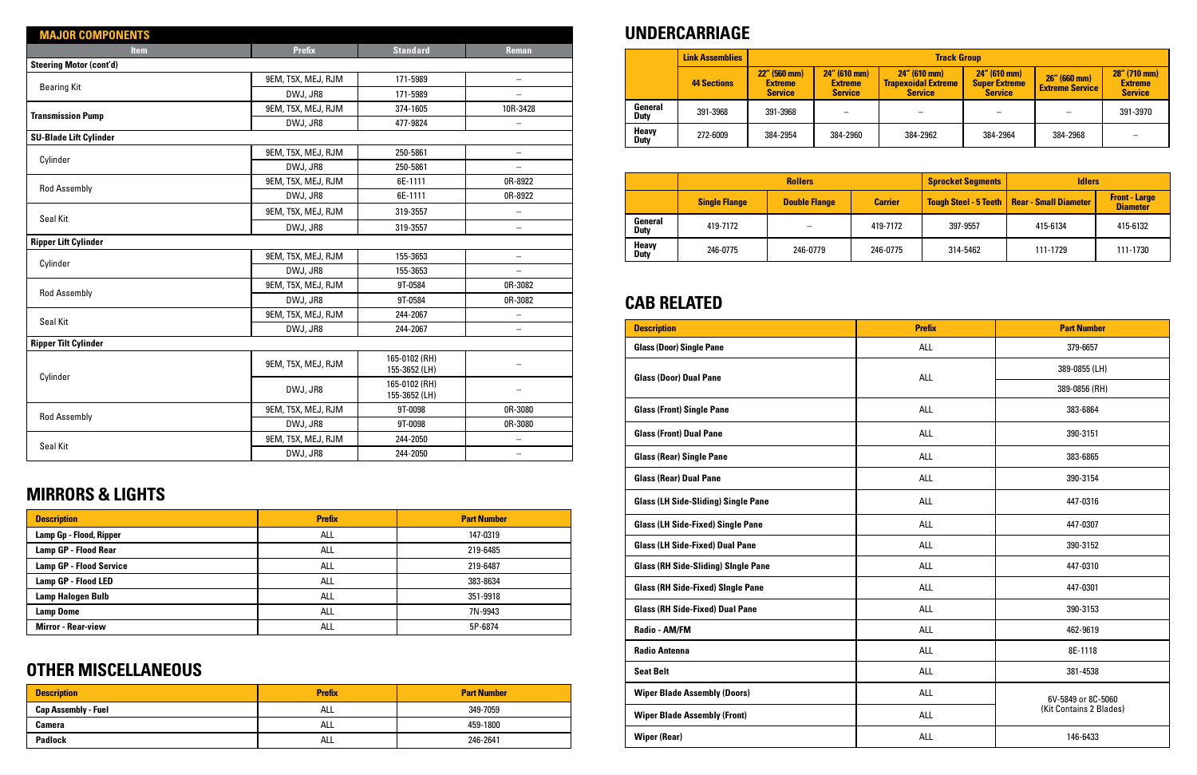## MAJOR COMPONENTS

| Item | Prefix | Standard | Reman |
|---|---|---|---|
| **Steering Motor (cont'd)** | | | |
| Bearing Kit | 9EM, T5X, MEJ, RJM | 171-5989 | – |
| | DWJ, JR8 | 171-5989 | – |
| **Transmission Pump** | 9EM, T5X, MEJ, RJM | 374-1605 | 10R-3428 |
| | DWJ, JR8 | 477-9824 | – |
| **SU-Blade Lift Cylinder** | | | |
| Cylinder | 9EM, T5X, MEJ, RJM | 250-5861 | – |
| | DWJ, JR8 | 250-5861 | – |
| Rod Assembly | 9EM, T5X, MEJ, RJM | 6E-1111 | 0R-8922 |
| | DWJ, JR8 | 6E-1111 | 0R-8922 |
| Seal Kit | 9EM, T5X, MEJ, RJM | 319-3557 | – |
| | DWJ, JR8 | 319-3557 | – |
| **Ripper Lift Cylinder** | | | |
| Cylinder | 9EM, T5X, MEJ, RJM | 155-3653 | – |
| | DWJ, JR8 | 155-3653 | – |
| Rod Assembly | 9EM, T5X, MEJ, RJM | 9T-0584 | 0R-3082 |
| | DWJ, JR8 | 9T-0584 | 0R-3082 |
| Seal Kit | 9EM, T5X, MEJ, RJM | 244-2067 | – |
| | DWJ, JR8 | 244-2067 | – |
| **Ripper Tilt Cylinder** | | | |
| Cylinder | 9EM, T5X, MEJ, RJM | 165-0102 (RH) 155-3652 (LH) | – |
| | DWJ, JR8 | 165-0102 (RH) 155-3652 (LH) | – |
| Rod Assembly | 9EM, T5X, MEJ, RJM | 9T-0098 | 0R-3080 |
| | DWJ, JR8 | 9T-0098 | 0R-3080 |
| Seal Kit | 9EM, T5X, MEJ, RJM | 244-2050 | – |
| | DWJ, JR8 | 244-2050 | – |

# MIRRORS & LIGHTS

| Description | Prefix | Part Number |
|---|---|---|
| **Lamp Gp - Flood, Ripper** | ALL | 147-0319 |
| **Lamp GP - Flood Rear** | ALL | 219-6485 |
| **Lamp GP - Flood Service** | ALL | 219-6487 |
| **Lamp GP - Flood LED** | ALL | 383-8634 |
| **Lamp Halogen Bulb** | ALL | 351-9918 |
| **Lamp Dome** | ALL | 7N-9943 |
| **Mirror - Rear-view** | ALL | 5P-6874 |

# OTHER MISCELLANEOUS

| Description | Prefix | Part Number |
|---|---|---|
| **Cap Assembly - Fuel** | ALL | 349-7059 |
| **Camera** | ALL | 459-1800 |
| **Padlock** | ALL | 246-2641 |

# UNDERCARRIAGE

| | Link Assemblies | Track Group | | | | | |
|---|---|---|---|---|---|---|---|
| | 44 Sections | 22" (560 mm) Extreme Service | 24" (610 mm) Extreme Service | 24" (610 mm) Trapezoidal Extreme Service | 24" (610 mm) Super Extreme Service | 26" (660 mm) Extreme Service | 28" (710 mm) Extreme Service |
| **General Duty** | 391-3968 | 391-3968 | – | – | – | – | 391-3970 |
| **Heavy Duty** | 272-6009 | 384-2954 | 384-2960 | 384-2962 | 384-2964 | 384-2968 | – |

| | Rollers | | | Sprocket Segments | Idlers | |
|---|---|---|---|---|---|---|
| | Single Flange | Double Flange | Carrier | Tough Steel - 5 Teeth | Rear - Small Diameter | Front - Large Diameter |
| **General Duty** | 419-7172 | – | 419-7172 | 397-9557 | 415-6134 | 415-6132 |
| **Heavy Duty** | 246-0775 | 246-0779 | 246-0775 | 314-5462 | 111-1729 | 111-1730 |

# CAB RELATED

| Description | Prefix | Part Number |
|---|---|---|
| **Glass (Door) Single Pane** | ALL | 379-6657 |
| **Glass (Door) Dual Pane** | ALL | 389-0855 (LH) |
| | | 389-0856 (RH) |
| **Glass (Front) Single Pane** | ALL | 383-6864 |
| **Glass (Front) Dual Pane** | ALL | 390-3151 |
| **Glass (Rear) Single Pane** | ALL | 383-6865 |
| **Glass (Rear) Dual Pane** | ALL | 390-3154 |
| **Glass (LH Side-Sliding) Single Pane** | ALL | 447-0316 |
| **Glass (LH Side-Fixed) Single Pane** | ALL | 447-0307 |
| **Glass (LH Side-Fixed) Dual Pane** | ALL | 390-3152 |
| **Glass (RH Side-Sliding) SIngle Pane** | ALL | 447-0310 |
| **Glass (RH Side-Fixed) SIngle Pane** | ALL | 447-0301 |
| **Glass (RH Side-Fixed) Dual Pane** | ALL | 390-3153 |
| **Radio - AM/FM** | ALL | 462-9619 |
| **Radio Antenna** | ALL | 8E-1118 |
| **Seat Belt** | ALL | 381-4538 |
| **Wiper Blade Assembly (Doors)** | ALL | 6V-5849 or 8C-5060 (Kit Contains 2 Blades) |
| **Wiper Blade Assembly (Front)** | ALL | |
| **Wiper (Rear)** | ALL | 146-6433 |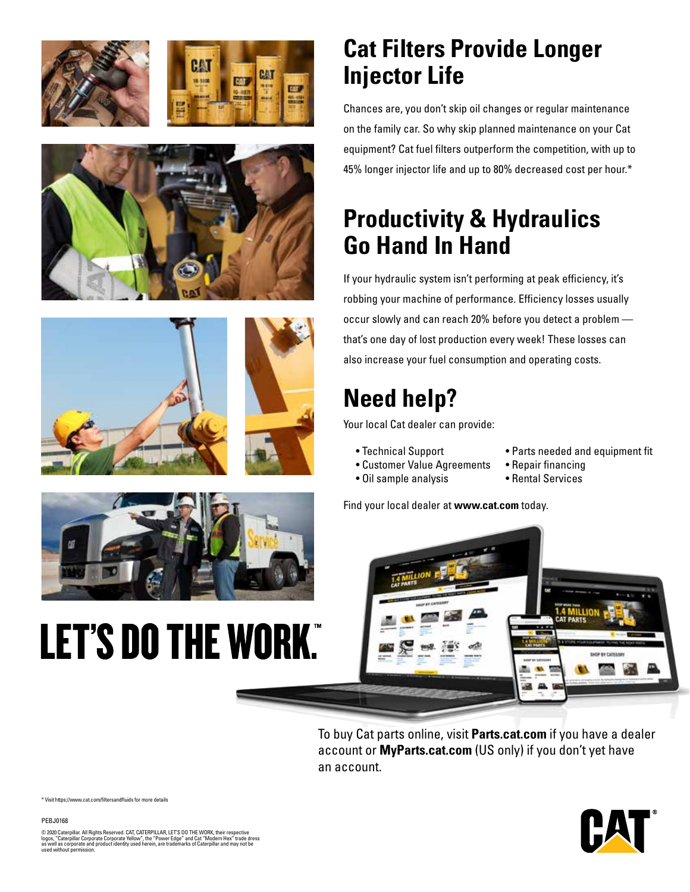## Cat Filters Provide Longer Injector Life

Chances are, you don't skip oil changes or regular maintenance on the family car. So why skip planned maintenance on your Cat equipment? Cat fuel filters outperform the competition, with up to 45% longer injector life and up to 80% decreased cost per hour.*

## Productivity & Hydraulics Go Hand In Hand

If your hydraulic system isn't performing at peak efficiency, it's robbing your machine of performance. Efficiency losses usually occur slowly and can reach 20% before you detect a problem — that's one day of lost production every week! These losses can also increase your fuel consumption and operating costs.

## Need help?

Your local Cat dealer can provide:

- Technical Support
- Customer Value Agreements
- Oil sample analysis
- Parts needed and equipment fit
- Repair financing
- Rental Services

Find your local dealer at **www.cat.com** today.

# LET'S DO THE WORK.™

To buy Cat parts online, visit **Parts.cat.com** if you have a dealer account or **MyParts.cat.com** (US only) if you don't yet have an account.

\* Visit https://www.cat.com/filtersandfluids for more details

PEBJ0168

© 2020 Caterpillar. All Rights Reserved. CAT, CATERPILLAR, LET'S DO THE WORK, their respective logos, "Caterpillar Corporate Corporate Yellow", the "Power Edge" and Cat "Modern Hex" trade dress as well as corporate and product identity used herein, are trademarks of Caterpillar and may not be used without permission.

CAT®